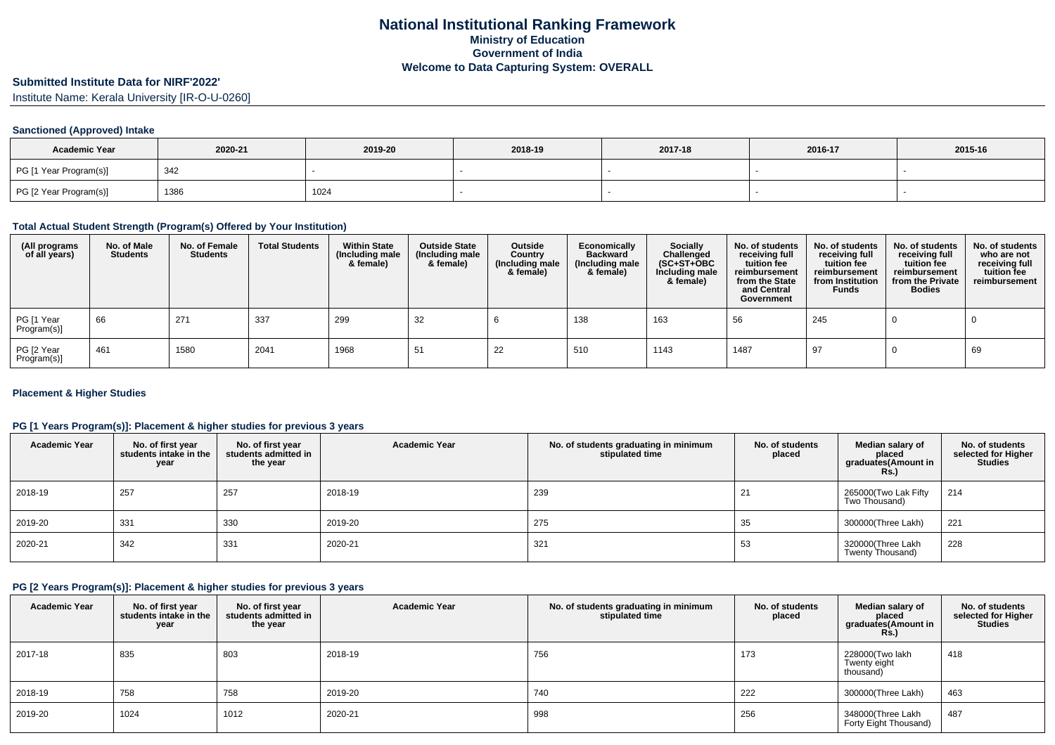# National Institutional Ranking Framework

**Ministry of Education**

**Government of India**

**Welcome to Data Capturing System: OVERALL**

## Submitted Institute Data for NIRF'2022'

Institute Name: Kerala University [IR-O-U-0260]

### Sanctioned (Approved) Intake

| Academic Year | 2020-21 | 2019-20 | 2018-19 | 2017-18 | 2016-17 | 2015-16 |
|---|---|---|---|---|---|---|
| PG [1 Year Program(s)] | 342 | - | - | - | - | - |
| PG [2 Year Program(s)] | 1386 | 1024 | - | - | - | - |

### Total Actual Student Strength (Program(s) Offered by Your Institution)

| (All programs of all years) | No. of Male Students | No. of Female Students | Total Students | Within State (Including male & female) | Outside State (Including male & female) | Outside Country (Including male & female) | Economically Backward (Including male & female) | Socially Challenged (SC+ST+OBC Including male & female) | No. of students receiving full tuition fee reimbursement from the State and Central Government | No. of students receiving full tuition fee reimbursement from Institution Funds | No. of students receiving full tuition fee reimbursement from the Private Bodies | No. of students who are not receiving full tuition fee reimbursement |
|---|---|---|---|---|---|---|---|---|---|---|---|---|
| PG [1 Year Program(s)] | 66 | 271 | 337 | 299 | 32 | 6 | 138 | 163 | 56 | 245 | 0 | 0 |
| PG [2 Year Program(s)] | 461 | 1580 | 2041 | 1968 | 51 | 22 | 510 | 1143 | 1487 | 97 | 0 | 69 |

### Placement & Higher Studies

#### PG [1 Years Program(s)]: Placement & higher studies for previous 3 years

| Academic Year | No. of first year students intake in the year | No. of first year students admitted in the year | Academic Year | No. of students graduating in minimum stipulated time | No. of students placed | Median salary of placed graduates(Amount in Rs.) | No. of students selected for Higher Studies |
|---|---|---|---|---|---|---|---|
| 2018-19 | 257 | 257 | 2018-19 | 239 | 21 | 265000(Two Lak Fifty Two Thousand) | 214 |
| 2019-20 | 331 | 330 | 2019-20 | 275 | 35 | 300000(Three Lakh) | 221 |
| 2020-21 | 342 | 331 | 2020-21 | 321 | 53 | 320000(Three Lakh Twenty Thousand) | 228 |

#### PG [2 Years Program(s)]: Placement & higher studies for previous 3 years

| Academic Year | No. of first year students intake in the year | No. of first year students admitted in the year | Academic Year | No. of students graduating in minimum stipulated time | No. of students placed | Median salary of placed graduates(Amount in Rs.) | No. of students selected for Higher Studies |
|---|---|---|---|---|---|---|---|
| 2017-18 | 835 | 803 | 2018-19 | 756 | 173 | 228000(Two lakh Twenty eight thousand) | 418 |
| 2018-19 | 758 | 758 | 2019-20 | 740 | 222 | 300000(Three Lakh) | 463 |
| 2019-20 | 1024 | 1012 | 2020-21 | 998 | 256 | 348000(Three Lakh Forty Eight Thousand) | 487 |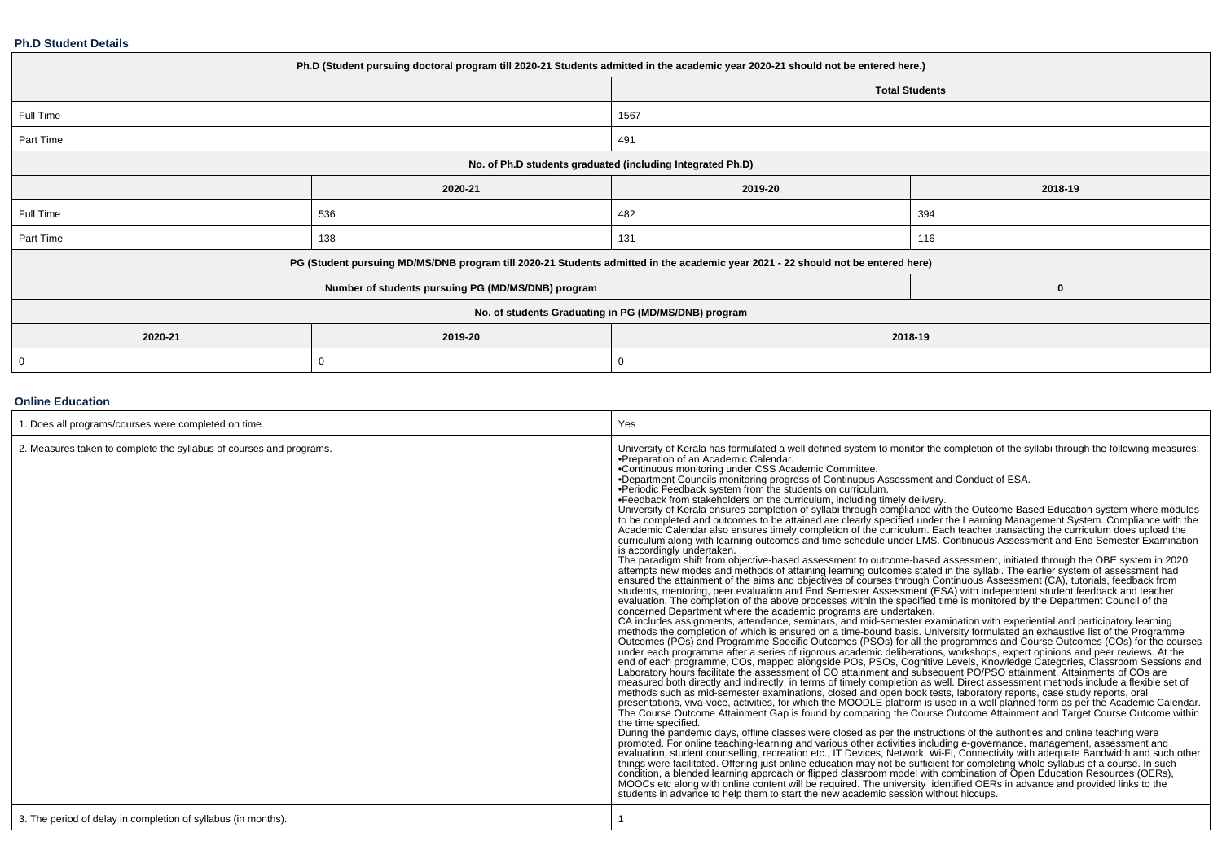### Ph.D Student Details

| Ph.D (Student pursuing doctoral program till 2020-21 Students admitted in the academic year 2020-21 should not be entered here.) | | | |
|---|---|---|---|
| | | Total Students | |
| Full Time | | 1567 | |
| Part Time | | 491 | |
| No. of Ph.D students graduated (including Integrated Ph.D) | | | |
| | 2020-21 | 2019-20 | 2018-19 |
| Full Time | 536 | 482 | 394 |
| Part Time | 138 | 131 | 116 |
| PG (Student pursuing MD/MS/DNB program till 2020-21 Students admitted in the academic year 2021 - 22 should not be entered here) | | | |
| Number of students pursuing PG (MD/MS/DNB) program | | | 0 |
| No. of students Graduating in PG (MD/MS/DNB) program | | | |
| 2020-21 | 2019-20 | 2018-19 | |
| 0 | 0 | 0 | |

### Online Education

| | |
|---|---|
| 1. Does all programs/courses were completed on time. | Yes |
| 2. Measures taken to complete the syllabus of courses and programs. | University of Kerala has formulated a well defined system to monitor the completion of the syllabi through the following measures:<br>•Preparation of an Academic Calendar.<br>•Continuous monitoring under CSS Academic Committee.<br>•Department Councils monitoring progress of Continuous Assessment and Conduct of ESA.<br>•Periodic Feedback system from the students on curriculum.<br>•Feedback from stakeholders on the curriculum, including timely delivery.<br>University of Kerala ensures completion of syllabi through compliance with the Outcome Based Education system where modules to be completed and outcomes to be attained are clearly specified under the Learning Management System. Compliance with the Academic Calendar also ensures timely completion of the curriculum. Each teacher transacting the curriculum does upload the curriculum along with learning outcomes and time schedule under LMS. Continuous Assessment and End Semester Examination is accordingly undertaken.<br>The paradigm shift from objective-based assessment to outcome-based assessment, initiated through the OBE system in 2020 attempts new modes and methods of attaining learning outcomes stated in the syllabi. The earlier system of assessment had ensured the attainment of the aims and objectives of courses through Continuous Assessment (CA), tutorials, feedback from students, mentoring, peer evaluation and End Semester Assessment (ESA) with independent student feedback and teacher evaluation. The completion of the above processes within the specified time is monitored by the Department Council of the concerned Department where the academic programs are undertaken.<br>CA includes assignments, attendance, seminars, and mid-semester examination with experiential and participatory learning methods the completion of which is ensured on a time-bound basis. University formulated an exhaustive list of the Programme Outcomes (POs) and Programme Specific Outcomes (PSOs) for all the programmes and Course Outcomes (COs) for the courses under each programme after a series of rigorous academic deliberations, workshops, expert opinions and peer reviews. At the end of each programme, COs, mapped alongside POs, PSOs, Cognitive Levels, Knowledge Categories, Classroom Sessions and Laboratory hours facilitate the assessment of CO attainment and subsequent PO/PSO attainment. Attainments of COs are measured both directly and indirectly, in terms of timely completion as well. Direct assessment methods include a flexible set of methods such as mid-semester examinations, closed and open book tests, laboratory reports, case study reports, oral presentations, viva-voce, activities, for which the MOODLE platform is used in a well planned form as per the Academic Calendar. The Course Outcome Attainment Gap is found by comparing the Course Outcome Attainment and Target Course Outcome within the time specified.<br>During the pandemic days, offline classes were closed as per the instructions of the authorities and online teaching were promoted. For online teaching-learning and various other activities including e-governance, management, assessment and evaluation, student counselling, recreation etc., IT Devices, Network, Wi-Fi, Connectivity with adequate Bandwidth and such other things were facilitated. Offering just online education may not be sufficient for completing whole syllabus of a course. In such condition, a blended learning approach or flipped classroom model with combination of Open Education Resources (OERs), MOOCs etc along with online content will be required. The university identified OERs in advance and provided links to the students in advance to help them to start the new academic session without hiccups. |
| 3. The period of delay in completion of syllabus (in months). | 1 |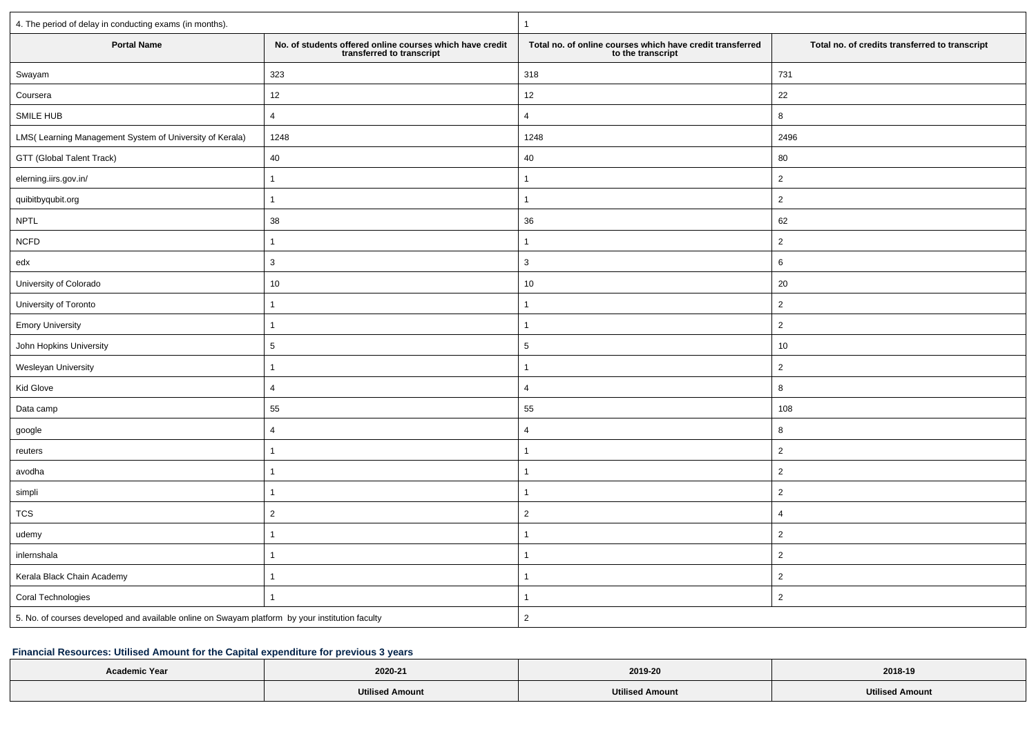| 4. The period of delay in conducting exams (in months). | | 1 | |
|---|---|---|---|
| **Portal Name** | **No. of students offered online courses which have credit transferred to transcript** | **Total no. of online courses which have credit transferred to the transcript** | **Total no. of credits transferred to transcript** |
| Swayam | 323 | 318 | 731 |
| Coursera | 12 | 12 | 22 |
| SMILE HUB | 4 | 4 | 8 |
| LMS( Learning Management System of University of Kerala) | 1248 | 1248 | 2496 |
| GTT (Global Talent Track) | 40 | 40 | 80 |
| elerning.iirs.gov.in/ | 1 | 1 | 2 |
| quibitbyqubit.org | 1 | 1 | 2 |
| NPTL | 38 | 36 | 62 |
| NCFD | 1 | 1 | 2 |
| edx | 3 | 3 | 6 |
| University of Colorado | 10 | 10 | 20 |
| University of Toronto | 1 | 1 | 2 |
| Emory University | 1 | 1 | 2 |
| John Hopkins University | 5 | 5 | 10 |
| Wesleyan University | 1 | 1 | 2 |
| Kid Glove | 4 | 4 | 8 |
| Data camp | 55 | 55 | 108 |
| google | 4 | 4 | 8 |
| reuters | 1 | 1 | 2 |
| avodha | 1 | 1 | 2 |
| simpli | 1 | 1 | 2 |
| TCS | 2 | 2 | 4 |
| udemy | 1 | 1 | 2 |
| inlernshala | 1 | 1 | 2 |
| Kerala Black Chain Academy | 1 | 1 | 2 |
| Coral Technologies | 1 | 1 | 2 |
| 5. No. of courses developed and available online on Swayam platform by your institution faculty | | 2 | |

### Financial Resources: Utilised Amount for the Capital expenditure for previous 3 years

| Academic Year | 2020-21 | 2019-20 | 2018-19 |
|---|---|---|---|
| | **Utilised Amount** | **Utilised Amount** | **Utilised Amount** |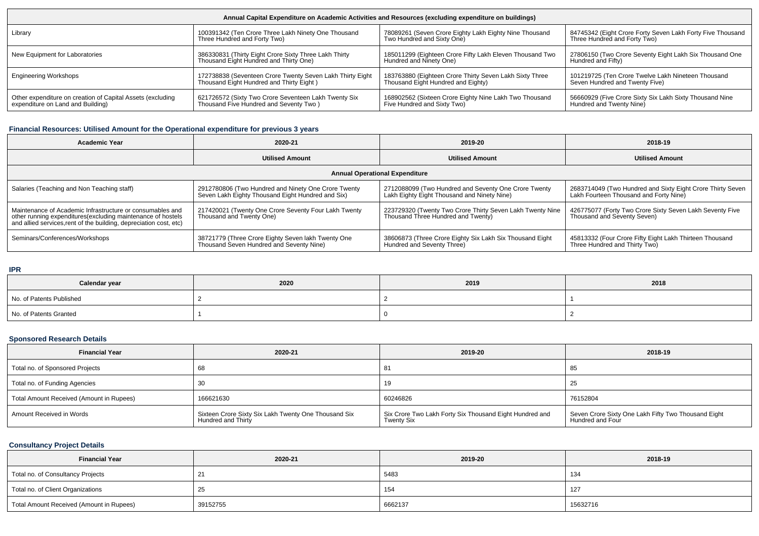| Annual Capital Expenditure on Academic Activities and Resources (excluding expenditure on buildings) | | | |
|---|---|---|---|
| Library | 100391342 (Ten Crore Three Lakh Ninety One Thousand Three Hundred and Forty Two) | 78089261 (Seven Crore Eighty Lakh Eighty Nine Thousand Two Hundred and Sixty One) | 84745342 (Eight Crore Forty Seven Lakh Forty Five Thousand Three Hundred and Forty Two) |
| New Equipment for Laboratories | 386330831 (Thirty Eight Crore Sixty Three Lakh Thirty Thousand Eight Hundred and Thirty One) | 185011299 (Eighteen Crore Fifty Lakh Eleven Thousand Two Hundred and Ninety One) | 27806150 (Two Crore Seventy Eight Lakh Six Thousand One Hundred and Fifty) |
| Engineering Workshops | 172738838 (Seventeen Crore Twenty Seven Lakh Thirty Eight Thousand Eight Hundred and Thirty Eight ) | 183763880 (Eighteen Crore Thirty Seven Lakh Sixty Three Thousand Eight Hundred and Eighty) | 101219725 (Ten Crore Twelve Lakh Nineteen Thousand Seven Hundred and Twenty Five) |
| Other expenditure on creation of Capital Assets (excluding expenditure on Land and Building) | 621726572 (Sixty Two Crore Seventeen Lakh Twenty Six Thousand Five Hundred and Seventy Two ) | 168902562 (Sixteen Crore Eighty Nine Lakh Two Thousand Five Hundred and Sixty Two) | 56660929 (Five Crore Sixty Six Lakh Sixty Thousand Nine Hundred and Twenty Nine) |

### Financial Resources: Utilised Amount for the Operational expenditure for previous 3 years

| Academic Year | 2020-21 | 2019-20 | 2018-19 |
|---|---|---|---|
| | Utilised Amount | Utilised Amount | Utilised Amount |
| Annual Operational Expenditure | | | |
| Salaries (Teaching and Non Teaching staff) | 2912780806 (Two Hundred and Ninety One Crore Twenty Seven Lakh Eighty Thousand Eight Hundred and Six) | 2712088099 (Two Hundred and Seventy One Crore Twenty Lakh Eighty Eight Thousand and Ninety Nine) | 2683714049 (Two Hundred and Sixty Eight Crore Thirty Seven Lakh Fourteen Thousand and Forty Nine) |
| Maintenance of Academic Infrastructure or consumables and other running expenditures(excluding maintenance of hostels and allied services,rent of the building, depreciation cost, etc) | 217420021 (Twenty One Crore Seventy Four Lakh Twenty Thousand and Twenty One) | 223729320 (Twenty Two Crore Thirty Seven Lakh Twenty Nine Thousand Three Hundred and Twenty) | 426775077 (Forty Two Crore Sixty Seven Lakh Seventy Five Thousand and Seventy Seven) |
| Seminars/Conferences/Workshops | 38721779 (Three Crore Eighty Seven lakh Twenty One Thousand Seven Hundred and Seventy Nine) | 38606873 (Three Crore Eighty Six Lakh Six Thousand Eight Hundred and Seventy Three) | 45813332 (Four Crore Fifty Eight Lakh Thirteen Thousand Three Hundred and Thirty Two) |

### IPR

| Calendar year | 2020 | 2019 | 2018 |
|---|---|---|---|
| No. of Patents Published | 2 | 2 | 1 |
| No. of Patents Granted | 1 | 0 | 2 |

### Sponsored Research Details

| Financial Year | 2020-21 | 2019-20 | 2018-19 |
|---|---|---|---|
| Total no. of Sponsored Projects | 68 | 81 | 85 |
| Total no. of Funding Agencies | 30 | 19 | 25 |
| Total Amount Received (Amount in Rupees) | 166621630 | 60246826 | 76152804 |
| Amount Received in Words | Sixteen Crore Sixty Six Lakh Twenty One Thousand Six Hundred and Thirty | Six Crore Two Lakh Forty Six Thousand Eight Hundred and Twenty Six | Seven Crore Sixty One Lakh Fifty Two Thousand Eight Hundred and Four |

### Consultancy Project Details

| Financial Year | 2020-21 | 2019-20 | 2018-19 |
|---|---|---|---|
| Total no. of Consultancy Projects | 21 | 5483 | 134 |
| Total no. of Client Organizations | 25 | 154 | 127 |
| Total Amount Received (Amount in Rupees) | 39152755 | 6662137 | 15632716 |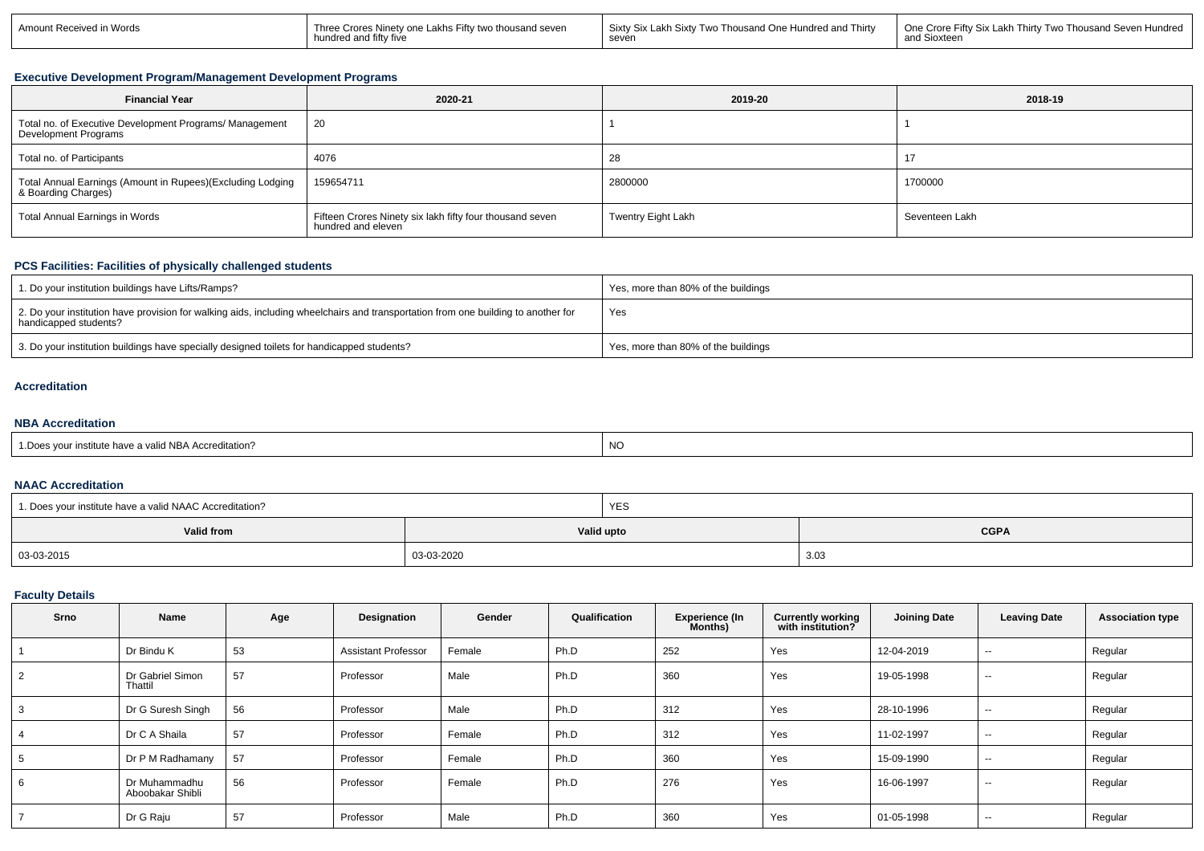| Amount Received in Words | Three Crores Ninety one Lakhs Fifty two thousand seven hundred and fifty five | Sixty Six Lakh Sixty Two Thousand One Hundred and Thirty seven | One Crore Fifty Six Lakh Thirty Two Thousand Seven Hundred and Sioxteen |
|---|---|---|---|

### Executive Development Program/Management Development Programs

| Financial Year | 2020-21 | 2019-20 | 2018-19 |
|---|---|---|---|
| Total no. of Executive Development Programs/ Management Development Programs | 20 | 1 | 1 |
| Total no. of Participants | 4076 | 28 | 17 |
| Total Annual Earnings (Amount in Rupees)(Excluding Lodging & Boarding Charges) | 159654711 | 2800000 | 1700000 |
| Total Annual Earnings in Words | Fifteen Crores Ninety six lakh fifty four thousand seven hundred and eleven | Twentry Eight Lakh | Seventeen Lakh |

### PCS Facilities: Facilities of physically challenged students

| | |
|---|---|
| 1. Do your institution buildings have Lifts/Ramps? | Yes, more than 80% of the buildings |
| 2. Do your institution have provision for walking aids, including wheelchairs and transportation from one building to another for handicapped students? | Yes |
| 3. Do your institution buildings have specially designed toilets for handicapped students? | Yes, more than 80% of the buildings |

### Accreditation

### NBA Accreditation

| | |
|---|---|
| 1.Does your institute have a valid NBA Accreditation? | NO |

### NAAC Accreditation

| 1. Does your institute have a valid NAAC Accreditation? | YES | |
|---|---|---|
| Valid from | Valid upto | CGPA |
| 03-03-2015 | 03-03-2020 | 3.03 |

### Faculty Details

| Srno | Name | Age | Designation | Gender | Qualification | Experience (In Months) | Currently working with institution? | Joining Date | Leaving Date | Association type |
|---|---|---|---|---|---|---|---|---|---|---|
| 1 | Dr Bindu K | 53 | Assistant Professor | Female | Ph.D | 252 | Yes | 12-04-2019 | -- | Regular |
| 2 | Dr Gabriel Simon Thattil | 57 | Professor | Male | Ph.D | 360 | Yes | 19-05-1998 | -- | Regular |
| 3 | Dr G Suresh Singh | 56 | Professor | Male | Ph.D | 312 | Yes | 28-10-1996 | -- | Regular |
| 4 | Dr C A Shaila | 57 | Professor | Female | Ph.D | 312 | Yes | 11-02-1997 | -- | Regular |
| 5 | Dr P M Radhamany | 57 | Professor | Female | Ph.D | 360 | Yes | 15-09-1990 | -- | Regular |
| 6 | Dr Muhammadhu Aboobakar Shibli | 56 | Professor | Female | Ph.D | 276 | Yes | 16-06-1997 | -- | Regular |
| 7 | Dr G Raju | 57 | Professor | Male | Ph.D | 360 | Yes | 01-05-1998 | -- | Regular |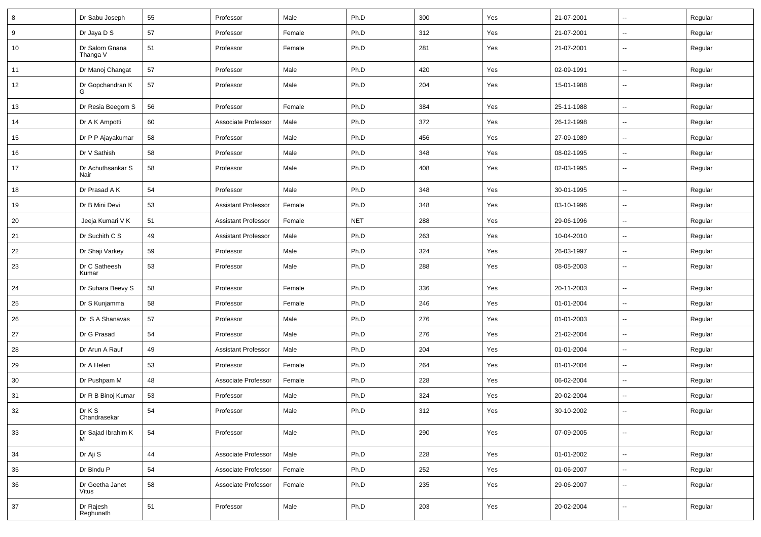| 8 | Dr Sabu Joseph | 55 | Professor | Male | Ph.D | 300 | Yes | 21-07-2001 | -- | Regular |
|---|---|---|---|---|---|---|---|---|---|---|
| 9 | Dr Jaya D S | 57 | Professor | Female | Ph.D | 312 | Yes | 21-07-2001 | -- | Regular |
| 10 | Dr Salom Gnana Thanga V | 51 | Professor | Female | Ph.D | 281 | Yes | 21-07-2001 | -- | Regular |
| 11 | Dr Manoj Changat | 57 | Professor | Male | Ph.D | 420 | Yes | 02-09-1991 | -- | Regular |
| 12 | Dr Gopchandran K G | 57 | Professor | Male | Ph.D | 204 | Yes | 15-01-1988 | -- | Regular |
| 13 | Dr Resia Beegom S | 56 | Professor | Female | Ph.D | 384 | Yes | 25-11-1988 | -- | Regular |
| 14 | Dr A K Ampotti | 60 | Associate Professor | Male | Ph.D | 372 | Yes | 26-12-1998 | -- | Regular |
| 15 | Dr P P Ajayakumar | 58 | Professor | Male | Ph.D | 456 | Yes | 27-09-1989 | -- | Regular |
| 16 | Dr V Sathish | 58 | Professor | Male | Ph.D | 348 | Yes | 08-02-1995 | -- | Regular |
| 17 | Dr Achuthsankar S Nair | 58 | Professor | Male | Ph.D | 408 | Yes | 02-03-1995 | -- | Regular |
| 18 | Dr Prasad A K | 54 | Professor | Male | Ph.D | 348 | Yes | 30-01-1995 | -- | Regular |
| 19 | Dr B Mini Devi | 53 | Assistant Professor | Female | Ph.D | 348 | Yes | 03-10-1996 | -- | Regular |
| 20 | Jeeja Kumari V K | 51 | Assistant Professor | Female | NET | 288 | Yes | 29-06-1996 | -- | Regular |
| 21 | Dr Suchith C S | 49 | Assistant Professor | Male | Ph.D | 263 | Yes | 10-04-2010 | -- | Regular |
| 22 | Dr Shaji Varkey | 59 | Professor | Male | Ph.D | 324 | Yes | 26-03-1997 | -- | Regular |
| 23 | Dr C Satheesh Kumar | 53 | Professor | Male | Ph.D | 288 | Yes | 08-05-2003 | -- | Regular |
| 24 | Dr Suhara Beevy S | 58 | Professor | Female | Ph.D | 336 | Yes | 20-11-2003 | -- | Regular |
| 25 | Dr S Kunjamma | 58 | Professor | Female | Ph.D | 246 | Yes | 01-01-2004 | -- | Regular |
| 26 | Dr S A Shanavas | 57 | Professor | Male | Ph.D | 276 | Yes | 01-01-2003 | -- | Regular |
| 27 | Dr G Prasad | 54 | Professor | Male | Ph.D | 276 | Yes | 21-02-2004 | -- | Regular |
| 28 | Dr Arun A Rauf | 49 | Assistant Professor | Male | Ph.D | 204 | Yes | 01-01-2004 | -- | Regular |
| 29 | Dr A Helen | 53 | Professor | Female | Ph.D | 264 | Yes | 01-01-2004 | -- | Regular |
| 30 | Dr Pushpam M | 48 | Associate Professor | Female | Ph.D | 228 | Yes | 06-02-2004 | -- | Regular |
| 31 | Dr R B Binoj Kumar | 53 | Professor | Male | Ph.D | 324 | Yes | 20-02-2004 | -- | Regular |
| 32 | Dr K S Chandrasekar | 54 | Professor | Male | Ph.D | 312 | Yes | 30-10-2002 | -- | Regular |
| 33 | Dr Sajad Ibrahim K M | 54 | Professor | Male | Ph.D | 290 | Yes | 07-09-2005 | -- | Regular |
| 34 | Dr Aji S | 44 | Associate Professor | Male | Ph.D | 228 | Yes | 01-01-2002 | -- | Regular |
| 35 | Dr Bindu P | 54 | Associate Professor | Female | Ph.D | 252 | Yes | 01-06-2007 | -- | Regular |
| 36 | Dr Geetha Janet Vitus | 58 | Associate Professor | Female | Ph.D | 235 | Yes | 29-06-2007 | -- | Regular |
| 37 | Dr Rajesh Reghunath | 51 | Professor | Male | Ph.D | 203 | Yes | 20-02-2004 | -- | Regular |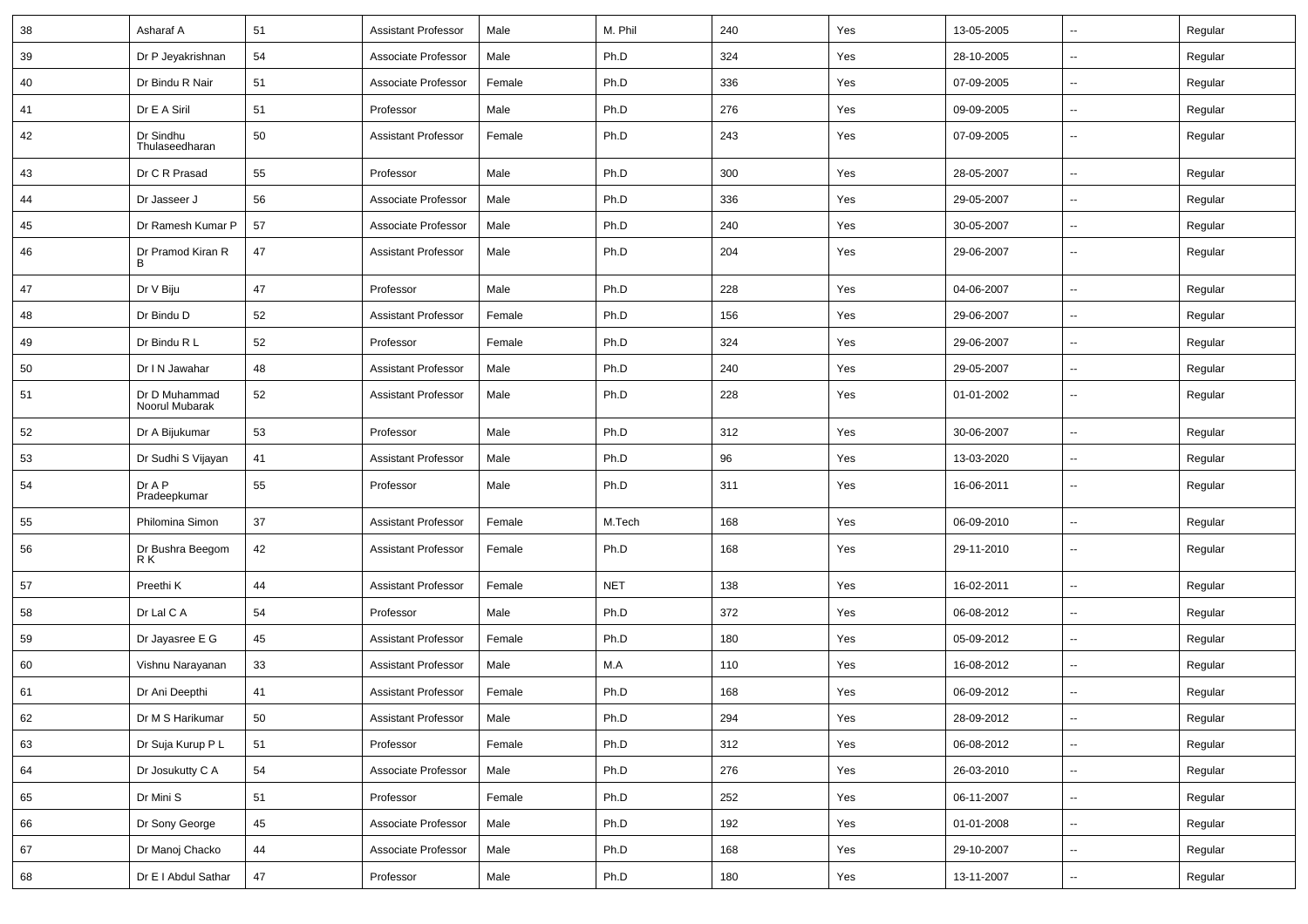| 38 | Asharaf A | 51 | Assistant Professor | Male | M. Phil | 240 | Yes | 13-05-2005 | -- | Regular |
|---|---|---|---|---|---|---|---|---|---|---|
| 39 | Dr P Jeyakrishnan | 54 | Associate Professor | Male | Ph.D | 324 | Yes | 28-10-2005 | -- | Regular |
| 40 | Dr Bindu R Nair | 51 | Associate Professor | Female | Ph.D | 336 | Yes | 07-09-2005 | -- | Regular |
| 41 | Dr E A Siril | 51 | Professor | Male | Ph.D | 276 | Yes | 09-09-2005 | -- | Regular |
| 42 | Dr Sindhu Thulaseedharan | 50 | Assistant Professor | Female | Ph.D | 243 | Yes | 07-09-2005 | -- | Regular |
| 43 | Dr C R Prasad | 55 | Professor | Male | Ph.D | 300 | Yes | 28-05-2007 | -- | Regular |
| 44 | Dr Jasseer J | 56 | Associate Professor | Male | Ph.D | 336 | Yes | 29-05-2007 | -- | Regular |
| 45 | Dr Ramesh Kumar P | 57 | Associate Professor | Male | Ph.D | 240 | Yes | 30-05-2007 | -- | Regular |
| 46 | Dr Pramod Kiran R B | 47 | Assistant Professor | Male | Ph.D | 204 | Yes | 29-06-2007 | -- | Regular |
| 47 | Dr V Biju | 47 | Professor | Male | Ph.D | 228 | Yes | 04-06-2007 | -- | Regular |
| 48 | Dr Bindu D | 52 | Assistant Professor | Female | Ph.D | 156 | Yes | 29-06-2007 | -- | Regular |
| 49 | Dr Bindu R L | 52 | Professor | Female | Ph.D | 324 | Yes | 29-06-2007 | -- | Regular |
| 50 | Dr I N Jawahar | 48 | Assistant Professor | Male | Ph.D | 240 | Yes | 29-05-2007 | -- | Regular |
| 51 | Dr D Muhammad Noorul Mubarak | 52 | Assistant Professor | Male | Ph.D | 228 | Yes | 01-01-2002 | -- | Regular |
| 52 | Dr A Bijukumar | 53 | Professor | Male | Ph.D | 312 | Yes | 30-06-2007 | -- | Regular |
| 53 | Dr Sudhi S Vijayan | 41 | Assistant Professor | Male | Ph.D | 96 | Yes | 13-03-2020 | -- | Regular |
| 54 | Dr A P Pradeepkumar | 55 | Professor | Male | Ph.D | 311 | Yes | 16-06-2011 | -- | Regular |
| 55 | Philomina Simon | 37 | Assistant Professor | Female | M.Tech | 168 | Yes | 06-09-2010 | -- | Regular |
| 56 | Dr Bushra Beegom R K | 42 | Assistant Professor | Female | Ph.D | 168 | Yes | 29-11-2010 | -- | Regular |
| 57 | Preethi K | 44 | Assistant Professor | Female | NET | 138 | Yes | 16-02-2011 | -- | Regular |
| 58 | Dr Lal C A | 54 | Professor | Male | Ph.D | 372 | Yes | 06-08-2012 | -- | Regular |
| 59 | Dr Jayasree E G | 45 | Assistant Professor | Female | Ph.D | 180 | Yes | 05-09-2012 | -- | Regular |
| 60 | Vishnu Narayanan | 33 | Assistant Professor | Male | M.A | 110 | Yes | 16-08-2012 | -- | Regular |
| 61 | Dr Ani Deepthi | 41 | Assistant Professor | Female | Ph.D | 168 | Yes | 06-09-2012 | -- | Regular |
| 62 | Dr M S Harikumar | 50 | Assistant Professor | Male | Ph.D | 294 | Yes | 28-09-2012 | -- | Regular |
| 63 | Dr Suja Kurup P L | 51 | Professor | Female | Ph.D | 312 | Yes | 06-08-2012 | -- | Regular |
| 64 | Dr Josukutty C A | 54 | Associate Professor | Male | Ph.D | 276 | Yes | 26-03-2010 | -- | Regular |
| 65 | Dr Mini S | 51 | Professor | Female | Ph.D | 252 | Yes | 06-11-2007 | -- | Regular |
| 66 | Dr Sony George | 45 | Associate Professor | Male | Ph.D | 192 | Yes | 01-01-2008 | -- | Regular |
| 67 | Dr Manoj Chacko | 44 | Associate Professor | Male | Ph.D | 168 | Yes | 29-10-2007 | -- | Regular |
| 68 | Dr E I Abdul Sathar | 47 | Professor | Male | Ph.D | 180 | Yes | 13-11-2007 | -- | Regular |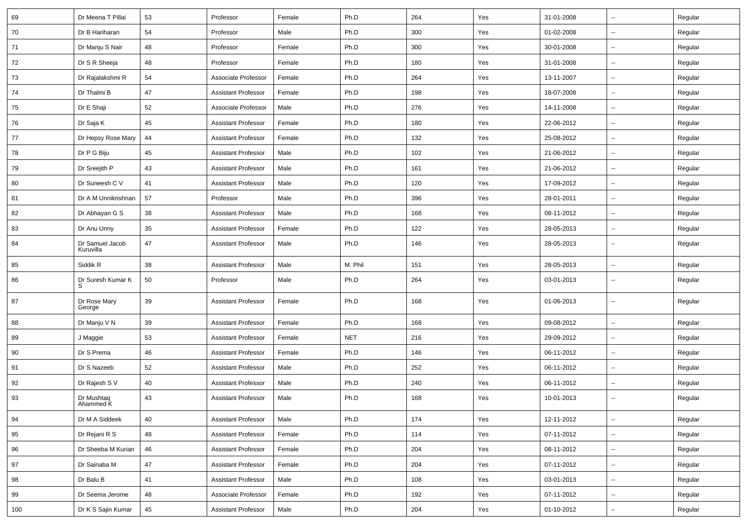| 69 | Dr Meena T Pillai | 53 | Professor | Female | Ph.D | 264 | Yes | 31-01-2008 | -- | Regular |
|---|---|---|---|---|---|---|---|---|---|---|
| 70 | Dr B Hariharan | 54 | Professor | Male | Ph.D | 300 | Yes | 01-02-2008 | -- | Regular |
| 71 | Dr Manju S Nair | 48 | Professor | Female | Ph.D | 300 | Yes | 30-01-2008 | -- | Regular |
| 72 | Dr S R Sheeja | 48 | Professor | Female | Ph.D | 180 | Yes | 31-01-2008 | -- | Regular |
| 73 | Dr Rajalakshmi R | 54 | Associate Professor | Female | Ph.D | 264 | Yes | 13-11-2007 | -- | Regular |
| 74 | Dr Thalmi B | 47 | Assistant Professor | Female | Ph.D | 198 | Yes | 18-07-2008 | -- | Regular |
| 75 | Dr E Shaji | 52 | Associate Professor | Male | Ph.D | 276 | Yes | 14-11-2008 | -- | Regular |
| 76 | Dr Saja K | 45 | Assistant Professor | Female | Ph.D | 180 | Yes | 22-06-2012 | -- | Regular |
| 77 | Dr Hepsy Rose Mary | 44 | Assistant Professor | Female | Ph.D | 132 | Yes | 25-08-2012 | -- | Regular |
| 78 | Dr P G Biju | 45 | Assistant Professor | Male | Ph.D | 102 | Yes | 21-06-2012 | -- | Regular |
| 79 | Dr Sreejith P | 43 | Assistant Professor | Male | Ph.D | 161 | Yes | 21-06-2012 | -- | Regular |
| 80 | Dr Suneesh C V | 41 | Assistant Professor | Male | Ph.D | 120 | Yes | 17-09-2012 | -- | Regular |
| 81 | Dr A M Unnikrishnan | 57 | Professor | Male | Ph.D | 396 | Yes | 28-01-2011 | -- | Regular |
| 82 | Dr Abhayan G S | 38 | Assistant Professor | Male | Ph.D | 168 | Yes | 08-11-2012 | -- | Regular |
| 83 | Dr Anu Unny | 35 | Assistant Professor | Female | Ph.D | 122 | Yes | 28-05-2013 | -- | Regular |
| 84 | Dr Samuel Jacob Kuruvilla | 47 | Assistant Professor | Male | Ph.D | 146 | Yes | 28-05-2013 | -- | Regular |
| 85 | Siddik R | 38 | Assistant Professor | Male | M. Phil | 151 | Yes | 28-05-2013 | -- | Regular |
| 86 | Dr Suresh Kumar K S | 50 | Professor | Male | Ph.D | 264 | Yes | 03-01-2013 | -- | Regular |
| 87 | Dr Rose Mary George | 39 | Assistant Professor | Female | Ph.D | 168 | Yes | 01-06-2013 | -- | Regular |
| 88 | Dr Manju V N | 39 | Assistant Professor | Female | Ph.D | 168 | Yes | 09-08-2012 | -- | Regular |
| 89 | J Maggie | 53 | Assistant Professor | Female | NET | 216 | Yes | 29-09-2012 | -- | Regular |
| 90 | Dr S Prema | 46 | Assistant Professor | Female | Ph.D | 146 | Yes | 06-11-2012 | -- | Regular |
| 91 | Dr S Nazeeb | 52 | Assistant Professor | Male | Ph.D | 252 | Yes | 06-11-2012 | -- | Regular |
| 92 | Dr Rajesh S V | 40 | Assistant Professor | Male | Ph.D | 240 | Yes | 06-11-2012 | -- | Regular |
| 93 | Dr Mushtaq Ahammed K | 43 | Assistant Professor | Male | Ph.D | 168 | Yes | 10-01-2013 | -- | Regular |
| 94 | Dr M A Siddeek | 40 | Assistant Professor | Male | Ph.D | 174 | Yes | 12-11-2012 | -- | Regular |
| 95 | Dr Rejani R S | 48 | Assistant Professor | Female | Ph.D | 114 | Yes | 07-11-2012 | -- | Regular |
| 96 | Dr Sheeba M Kurian | 46 | Assistant Professor | Female | Ph.D | 204 | Yes | 08-11-2012 | -- | Regular |
| 97 | Dr Sainaba M | 47 | Assistant Professor | Female | Ph.D | 204 | Yes | 07-11-2012 | -- | Regular |
| 98 | Dr Balu B | 41 | Assistant Professor | Male | Ph.D | 108 | Yes | 03-01-2013 | -- | Regular |
| 99 | Dr Seema Jerome | 48 | Associate Professor | Female | Ph.D | 192 | Yes | 07-11-2012 | -- | Regular |
| 100 | Dr K S Sajin Kumar | 45 | Assistant Professor | Male | Ph.D | 204 | Yes | 01-10-2012 | -- | Regular |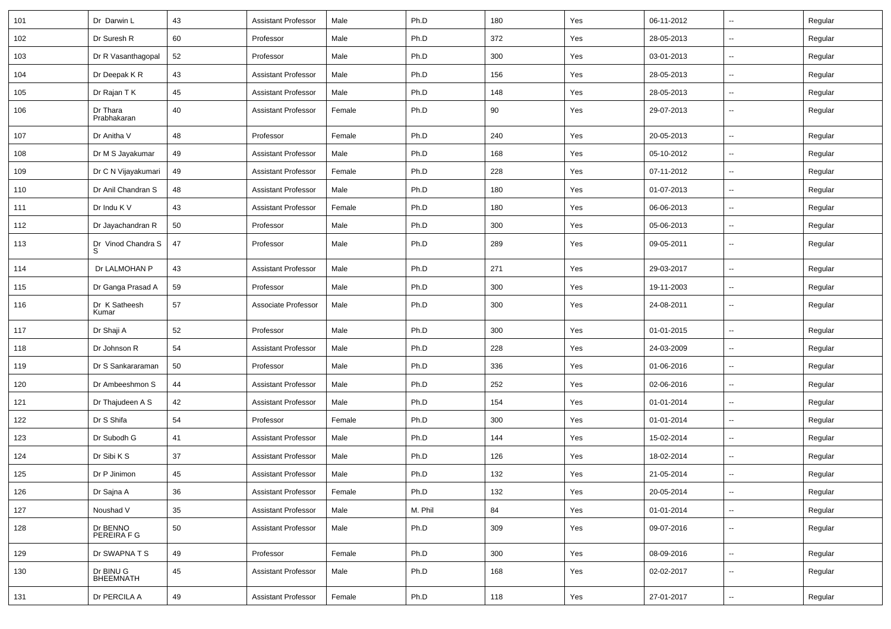| 101 | Dr Darwin L | 43 | Assistant Professor | Male | Ph.D | 180 | Yes | 06-11-2012 | -- | Regular |
|---|---|---|---|---|---|---|---|---|---|---|
| 102 | Dr Suresh R | 60 | Professor | Male | Ph.D | 372 | Yes | 28-05-2013 | -- | Regular |
| 103 | Dr R Vasanthagopal | 52 | Professor | Male | Ph.D | 300 | Yes | 03-01-2013 | -- | Regular |
| 104 | Dr Deepak K R | 43 | Assistant Professor | Male | Ph.D | 156 | Yes | 28-05-2013 | -- | Regular |
| 105 | Dr Rajan T K | 45 | Assistant Professor | Male | Ph.D | 148 | Yes | 28-05-2013 | -- | Regular |
| 106 | Dr Thara Prabhakaran | 40 | Assistant Professor | Female | Ph.D | 90 | Yes | 29-07-2013 | -- | Regular |
| 107 | Dr Anitha V | 48 | Professor | Female | Ph.D | 240 | Yes | 20-05-2013 | -- | Regular |
| 108 | Dr M S Jayakumar | 49 | Assistant Professor | Male | Ph.D | 168 | Yes | 05-10-2012 | -- | Regular |
| 109 | Dr C N Vijayakumari | 49 | Assistant Professor | Female | Ph.D | 228 | Yes | 07-11-2012 | -- | Regular |
| 110 | Dr Anil Chandran S | 48 | Assistant Professor | Male | Ph.D | 180 | Yes | 01-07-2013 | -- | Regular |
| 111 | Dr Indu K V | 43 | Assistant Professor | Female | Ph.D | 180 | Yes | 06-06-2013 | -- | Regular |
| 112 | Dr Jayachandran R | 50 | Professor | Male | Ph.D | 300 | Yes | 05-06-2013 | -- | Regular |
| 113 | Dr Vinod Chandra S S | 47 | Professor | Male | Ph.D | 289 | Yes | 09-05-2011 | -- | Regular |
| 114 | Dr LALMOHAN P | 43 | Assistant Professor | Male | Ph.D | 271 | Yes | 29-03-2017 | -- | Regular |
| 115 | Dr Ganga Prasad A | 59 | Professor | Male | Ph.D | 300 | Yes | 19-11-2003 | -- | Regular |
| 116 | Dr K Satheesh Kumar | 57 | Associate Professor | Male | Ph.D | 300 | Yes | 24-08-2011 | -- | Regular |
| 117 | Dr Shaji A | 52 | Professor | Male | Ph.D | 300 | Yes | 01-01-2015 | -- | Regular |
| 118 | Dr Johnson R | 54 | Assistant Professor | Male | Ph.D | 228 | Yes | 24-03-2009 | -- | Regular |
| 119 | Dr S Sankararaman | 50 | Professor | Male | Ph.D | 336 | Yes | 01-06-2016 | -- | Regular |
| 120 | Dr Ambeeshmon S | 44 | Assistant Professor | Male | Ph.D | 252 | Yes | 02-06-2016 | -- | Regular |
| 121 | Dr Thajudeen A S | 42 | Assistant Professor | Male | Ph.D | 154 | Yes | 01-01-2014 | -- | Regular |
| 122 | Dr S Shifa | 54 | Professor | Female | Ph.D | 300 | Yes | 01-01-2014 | -- | Regular |
| 123 | Dr Subodh G | 41 | Assistant Professor | Male | Ph.D | 144 | Yes | 15-02-2014 | -- | Regular |
| 124 | Dr Sibi K S | 37 | Assistant Professor | Male | Ph.D | 126 | Yes | 18-02-2014 | -- | Regular |
| 125 | Dr P Jinimon | 45 | Assistant Professor | Male | Ph.D | 132 | Yes | 21-05-2014 | -- | Regular |
| 126 | Dr Sajna A | 36 | Assistant Professor | Female | Ph.D | 132 | Yes | 20-05-2014 | -- | Regular |
| 127 | Noushad V | 35 | Assistant Professor | Male | M. Phil | 84 | Yes | 01-01-2014 | -- | Regular |
| 128 | Dr BENNO PEREIRA F G | 50 | Assistant Professor | Male | Ph.D | 309 | Yes | 09-07-2016 | -- | Regular |
| 129 | Dr SWAPNA T S | 49 | Professor | Female | Ph.D | 300 | Yes | 08-09-2016 | -- | Regular |
| 130 | Dr BINU G BHEEMNATH | 45 | Assistant Professor | Male | Ph.D | 168 | Yes | 02-02-2017 | -- | Regular |
| 131 | Dr PERCILA A | 49 | Assistant Professor | Female | Ph.D | 118 | Yes | 27-01-2017 | -- | Regular |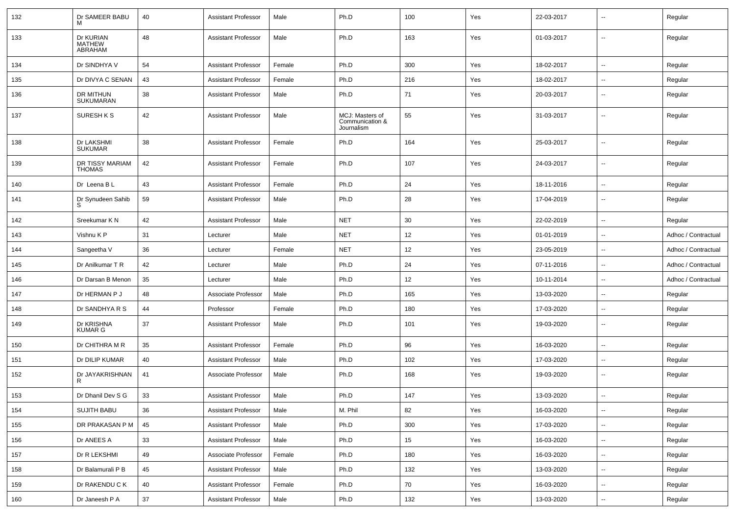| 132 | Dr SAMEER BABU M | 40 | Assistant Professor | Male | Ph.D | 100 | Yes | 22-03-2017 | -- | Regular |
|---|---|---|---|---|---|---|---|---|---|---|
| 133 | Dr KURIAN MATHEW ABRAHAM | 48 | Assistant Professor | Male | Ph.D | 163 | Yes | 01-03-2017 | -- | Regular |
| 134 | Dr SINDHYA V | 54 | Assistant Professor | Female | Ph.D | 300 | Yes | 18-02-2017 | -- | Regular |
| 135 | Dr DIVYA C SENAN | 43 | Assistant Professor | Female | Ph.D | 216 | Yes | 18-02-2017 | -- | Regular |
| 136 | DR MITHUN SUKUMARAN | 38 | Assistant Professor | Male | Ph.D | 71 | Yes | 20-03-2017 | -- | Regular |
| 137 | SURESH K S | 42 | Assistant Professor | Male | MCJ: Masters of Communication & Journalism | 55 | Yes | 31-03-2017 | -- | Regular |
| 138 | Dr LAKSHMI SUKUMAR | 38 | Assistant Professor | Female | Ph.D | 164 | Yes | 25-03-2017 | -- | Regular |
| 139 | DR TISSY MARIAM THOMAS | 42 | Assistant Professor | Female | Ph.D | 107 | Yes | 24-03-2017 | -- | Regular |
| 140 | Dr Leena B L | 43 | Assistant Professor | Female | Ph.D | 24 | Yes | 18-11-2016 | -- | Regular |
| 141 | Dr Synudeen Sahib S | 59 | Assistant Professor | Male | Ph.D | 28 | Yes | 17-04-2019 | -- | Regular |
| 142 | Sreekumar K N | 42 | Assistant Professor | Male | NET | 30 | Yes | 22-02-2019 | -- | Regular |
| 143 | Vishnu K P | 31 | Lecturer | Male | NET | 12 | Yes | 01-01-2019 | -- | Adhoc / Contractual |
| 144 | Sangeetha V | 36 | Lecturer | Female | NET | 12 | Yes | 23-05-2019 | -- | Adhoc / Contractual |
| 145 | Dr Anilkumar T R | 42 | Lecturer | Male | Ph.D | 24 | Yes | 07-11-2016 | -- | Adhoc / Contractual |
| 146 | Dr Darsan B Menon | 35 | Lecturer | Male | Ph.D | 12 | Yes | 10-11-2014 | -- | Adhoc / Contractual |
| 147 | Dr HERMAN P J | 48 | Associate Professor | Male | Ph.D | 165 | Yes | 13-03-2020 | -- | Regular |
| 148 | Dr SANDHYA R S | 44 | Professor | Female | Ph.D | 180 | Yes | 17-03-2020 | -- | Regular |
| 149 | Dr KRISHNA KUMAR G | 37 | Assistant Professor | Male | Ph.D | 101 | Yes | 19-03-2020 | -- | Regular |
| 150 | Dr CHITHRA M R | 35 | Assistant Professor | Female | Ph.D | 96 | Yes | 16-03-2020 | -- | Regular |
| 151 | Dr DILIP KUMAR | 40 | Assistant Professor | Male | Ph.D | 102 | Yes | 17-03-2020 | -- | Regular |
| 152 | Dr JAYAKRISHNAN R | 41 | Associate Professor | Male | Ph.D | 168 | Yes | 19-03-2020 | -- | Regular |
| 153 | Dr Dhanil Dev S G | 33 | Assistant Professor | Male | Ph.D | 147 | Yes | 13-03-2020 | -- | Regular |
| 154 | SUJITH BABU | 36 | Assistant Professor | Male | M. Phil | 82 | Yes | 16-03-2020 | -- | Regular |
| 155 | DR PRAKASAN P M | 45 | Assistant Professor | Male | Ph.D | 300 | Yes | 17-03-2020 | -- | Regular |
| 156 | Dr ANEES A | 33 | Assistant Professor | Male | Ph.D | 15 | Yes | 16-03-2020 | -- | Regular |
| 157 | Dr R LEKSHMI | 49 | Associate Professor | Female | Ph.D | 180 | Yes | 16-03-2020 | -- | Regular |
| 158 | Dr Balamurali P B | 45 | Assistant Professor | Male | Ph.D | 132 | Yes | 13-03-2020 | -- | Regular |
| 159 | Dr RAKENDU C K | 40 | Assistant Professor | Female | Ph.D | 70 | Yes | 16-03-2020 | -- | Regular |
| 160 | Dr Janeesh P A | 37 | Assistant Professor | Male | Ph.D | 132 | Yes | 13-03-2020 | -- | Regular |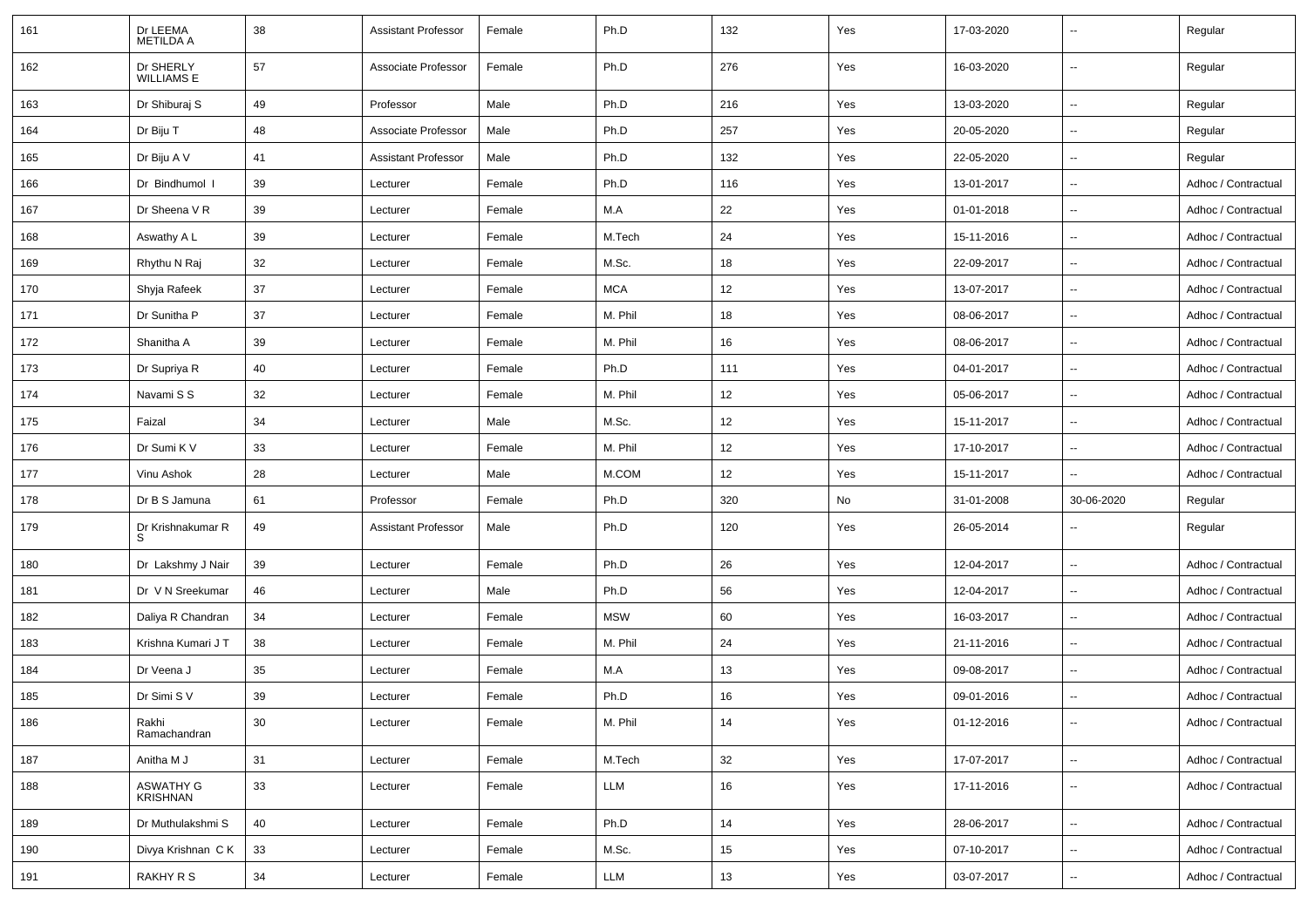| 161 | Dr LEEMA METILDA A | 38 | Assistant Professor | Female | Ph.D | 132 | Yes | 17-03-2020 | -- | Regular |
|---|---|---|---|---|---|---|---|---|---|---|
| 162 | Dr SHERLY WILLIAMS E | 57 | Associate Professor | Female | Ph.D | 276 | Yes | 16-03-2020 | -- | Regular |
| 163 | Dr Shiburaj S | 49 | Professor | Male | Ph.D | 216 | Yes | 13-03-2020 | -- | Regular |
| 164 | Dr Biju T | 48 | Associate Professor | Male | Ph.D | 257 | Yes | 20-05-2020 | -- | Regular |
| 165 | Dr Biju A V | 41 | Assistant Professor | Male | Ph.D | 132 | Yes | 22-05-2020 | -- | Regular |
| 166 | Dr Bindhumol I | 39 | Lecturer | Female | Ph.D | 116 | Yes | 13-01-2017 | -- | Adhoc / Contractual |
| 167 | Dr Sheena V R | 39 | Lecturer | Female | M.A | 22 | Yes | 01-01-2018 | -- | Adhoc / Contractual |
| 168 | Aswathy A L | 39 | Lecturer | Female | M.Tech | 24 | Yes | 15-11-2016 | -- | Adhoc / Contractual |
| 169 | Rhythu N Raj | 32 | Lecturer | Female | M.Sc. | 18 | Yes | 22-09-2017 | -- | Adhoc / Contractual |
| 170 | Shyja Rafeek | 37 | Lecturer | Female | MCA | 12 | Yes | 13-07-2017 | -- | Adhoc / Contractual |
| 171 | Dr Sunitha P | 37 | Lecturer | Female | M. Phil | 18 | Yes | 08-06-2017 | -- | Adhoc / Contractual |
| 172 | Shanitha A | 39 | Lecturer | Female | M. Phil | 16 | Yes | 08-06-2017 | -- | Adhoc / Contractual |
| 173 | Dr Supriya R | 40 | Lecturer | Female | Ph.D | 111 | Yes | 04-01-2017 | -- | Adhoc / Contractual |
| 174 | Navami S S | 32 | Lecturer | Female | M. Phil | 12 | Yes | 05-06-2017 | -- | Adhoc / Contractual |
| 175 | Faizal | 34 | Lecturer | Male | M.Sc. | 12 | Yes | 15-11-2017 | -- | Adhoc / Contractual |
| 176 | Dr Sumi K V | 33 | Lecturer | Female | M. Phil | 12 | Yes | 17-10-2017 | -- | Adhoc / Contractual |
| 177 | Vinu Ashok | 28 | Lecturer | Male | M.COM | 12 | Yes | 15-11-2017 | -- | Adhoc / Contractual |
| 178 | Dr B S Jamuna | 61 | Professor | Female | Ph.D | 320 | No | 31-01-2008 | 30-06-2020 | Regular |
| 179 | Dr Krishnakumar R S | 49 | Assistant Professor | Male | Ph.D | 120 | Yes | 26-05-2014 | -- | Regular |
| 180 | Dr Lakshmy J Nair | 39 | Lecturer | Female | Ph.D | 26 | Yes | 12-04-2017 | -- | Adhoc / Contractual |
| 181 | Dr V N Sreekumar | 46 | Lecturer | Male | Ph.D | 56 | Yes | 12-04-2017 | -- | Adhoc / Contractual |
| 182 | Daliya R Chandran | 34 | Lecturer | Female | MSW | 60 | Yes | 16-03-2017 | -- | Adhoc / Contractual |
| 183 | Krishna Kumari J T | 38 | Lecturer | Female | M. Phil | 24 | Yes | 21-11-2016 | -- | Adhoc / Contractual |
| 184 | Dr Veena J | 35 | Lecturer | Female | M.A | 13 | Yes | 09-08-2017 | -- | Adhoc / Contractual |
| 185 | Dr Simi S V | 39 | Lecturer | Female | Ph.D | 16 | Yes | 09-01-2016 | -- | Adhoc / Contractual |
| 186 | Rakhi Ramachandran | 30 | Lecturer | Female | M. Phil | 14 | Yes | 01-12-2016 | -- | Adhoc / Contractual |
| 187 | Anitha M J | 31 | Lecturer | Female | M.Tech | 32 | Yes | 17-07-2017 | -- | Adhoc / Contractual |
| 188 | ASWATHY G KRISHNAN | 33 | Lecturer | Female | LLM | 16 | Yes | 17-11-2016 | -- | Adhoc / Contractual |
| 189 | Dr Muthulakshmi S | 40 | Lecturer | Female | Ph.D | 14 | Yes | 28-06-2017 | -- | Adhoc / Contractual |
| 190 | Divya Krishnan C K | 33 | Lecturer | Female | M.Sc. | 15 | Yes | 07-10-2017 | -- | Adhoc / Contractual |
| 191 | RAKHY R S | 34 | Lecturer | Female | LLM | 13 | Yes | 03-07-2017 | -- | Adhoc / Contractual |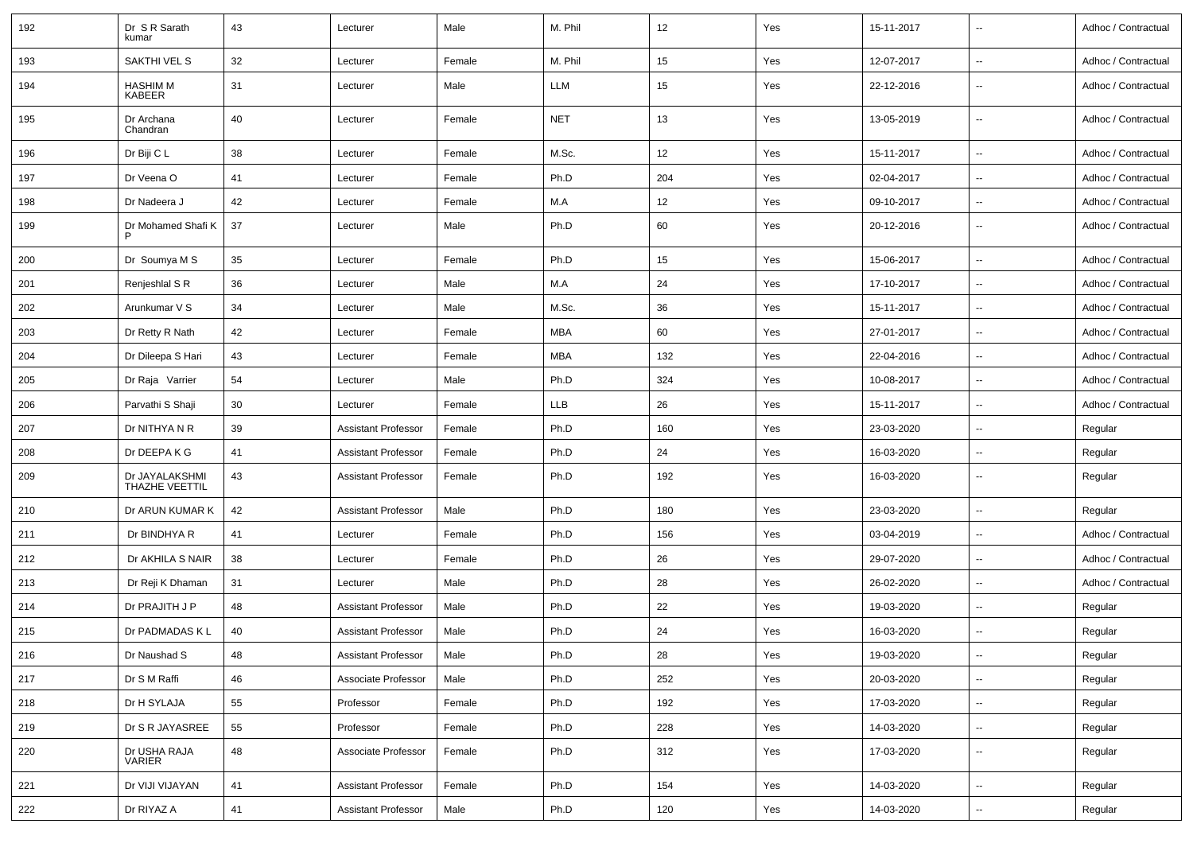| 192 | Dr S R Sarath kumar | 43 | Lecturer | Male | M. Phil | 12 | Yes | 15-11-2017 | -- | Adhoc / Contractual |
|---|---|---|---|---|---|---|---|---|---|---|
| 193 | SAKTHI VEL S | 32 | Lecturer | Female | M. Phil | 15 | Yes | 12-07-2017 | -- | Adhoc / Contractual |
| 194 | HASHIM M KABEER | 31 | Lecturer | Male | LLM | 15 | Yes | 22-12-2016 | -- | Adhoc / Contractual |
| 195 | Dr Archana Chandran | 40 | Lecturer | Female | NET | 13 | Yes | 13-05-2019 | -- | Adhoc / Contractual |
| 196 | Dr Biji C L | 38 | Lecturer | Female | M.Sc. | 12 | Yes | 15-11-2017 | -- | Adhoc / Contractual |
| 197 | Dr Veena O | 41 | Lecturer | Female | Ph.D | 204 | Yes | 02-04-2017 | -- | Adhoc / Contractual |
| 198 | Dr Nadeera J | 42 | Lecturer | Female | M.A | 12 | Yes | 09-10-2017 | -- | Adhoc / Contractual |
| 199 | Dr Mohamed Shafi K P | 37 | Lecturer | Male | Ph.D | 60 | Yes | 20-12-2016 | -- | Adhoc / Contractual |
| 200 | Dr Soumya M S | 35 | Lecturer | Female | Ph.D | 15 | Yes | 15-06-2017 | -- | Adhoc / Contractual |
| 201 | Renjeshlal S R | 36 | Lecturer | Male | M.A | 24 | Yes | 17-10-2017 | -- | Adhoc / Contractual |
| 202 | Arunkumar V S | 34 | Lecturer | Male | M.Sc. | 36 | Yes | 15-11-2017 | -- | Adhoc / Contractual |
| 203 | Dr Retty R Nath | 42 | Lecturer | Female | MBA | 60 | Yes | 27-01-2017 | -- | Adhoc / Contractual |
| 204 | Dr Dileepa S Hari | 43 | Lecturer | Female | MBA | 132 | Yes | 22-04-2016 | -- | Adhoc / Contractual |
| 205 | Dr Raja Varrier | 54 | Lecturer | Male | Ph.D | 324 | Yes | 10-08-2017 | -- | Adhoc / Contractual |
| 206 | Parvathi S Shaji | 30 | Lecturer | Female | LLB | 26 | Yes | 15-11-2017 | -- | Adhoc / Contractual |
| 207 | Dr NITHYA N R | 39 | Assistant Professor | Female | Ph.D | 160 | Yes | 23-03-2020 | -- | Regular |
| 208 | Dr DEEPA K G | 41 | Assistant Professor | Female | Ph.D | 24 | Yes | 16-03-2020 | -- | Regular |
| 209 | Dr JAYALAKSHMI THAZHE VEETTIL | 43 | Assistant Professor | Female | Ph.D | 192 | Yes | 16-03-2020 | -- | Regular |
| 210 | Dr ARUN KUMAR K | 42 | Assistant Professor | Male | Ph.D | 180 | Yes | 23-03-2020 | -- | Regular |
| 211 | Dr BINDHYA R | 41 | Lecturer | Female | Ph.D | 156 | Yes | 03-04-2019 | -- | Adhoc / Contractual |
| 212 | Dr AKHILA S NAIR | 38 | Lecturer | Female | Ph.D | 26 | Yes | 29-07-2020 | -- | Adhoc / Contractual |
| 213 | Dr Reji K Dhaman | 31 | Lecturer | Male | Ph.D | 28 | Yes | 26-02-2020 | -- | Adhoc / Contractual |
| 214 | Dr PRAJITH J P | 48 | Assistant Professor | Male | Ph.D | 22 | Yes | 19-03-2020 | -- | Regular |
| 215 | Dr PADMADAS K L | 40 | Assistant Professor | Male | Ph.D | 24 | Yes | 16-03-2020 | -- | Regular |
| 216 | Dr Naushad S | 48 | Assistant Professor | Male | Ph.D | 28 | Yes | 19-03-2020 | -- | Regular |
| 217 | Dr S M Raffi | 46 | Associate Professor | Male | Ph.D | 252 | Yes | 20-03-2020 | -- | Regular |
| 218 | Dr H SYLAJA | 55 | Professor | Female | Ph.D | 192 | Yes | 17-03-2020 | -- | Regular |
| 219 | Dr S R JAYASREE | 55 | Professor | Female | Ph.D | 228 | Yes | 14-03-2020 | -- | Regular |
| 220 | Dr USHA RAJA VARIER | 48 | Associate Professor | Female | Ph.D | 312 | Yes | 17-03-2020 | -- | Regular |
| 221 | Dr VIJI VIJAYAN | 41 | Assistant Professor | Female | Ph.D | 154 | Yes | 14-03-2020 | -- | Regular |
| 222 | Dr RIYAZ A | 41 | Assistant Professor | Male | Ph.D | 120 | Yes | 14-03-2020 | -- | Regular |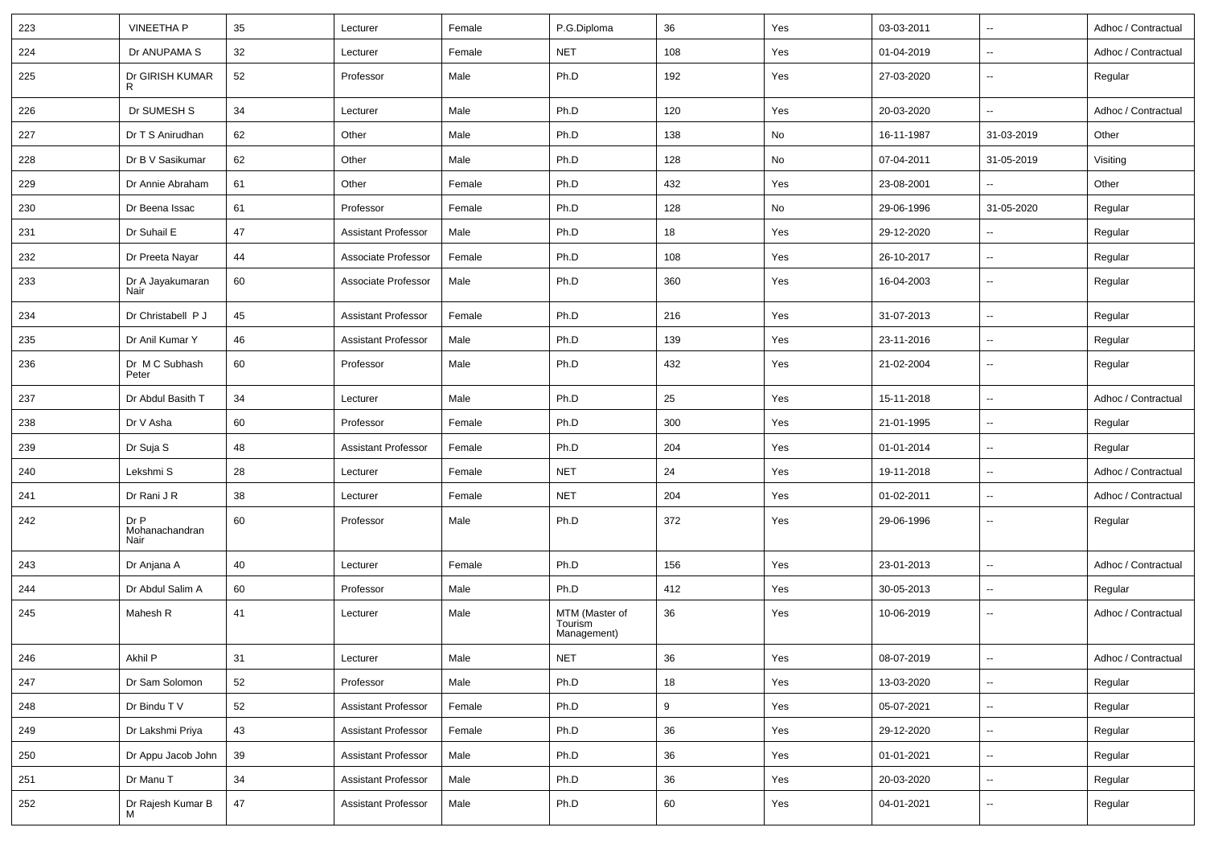| 223 | VINEETHA P | 35 | Lecturer | Female | P.G.Diploma | 36 | Yes | 03-03-2011 | -- | Adhoc / Contractual |
|---|---|---|---|---|---|---|---|---|---|---|
| 224 | Dr ANUPAMA S | 32 | Lecturer | Female | NET | 108 | Yes | 01-04-2019 | -- | Adhoc / Contractual |
| 225 | Dr GIRISH KUMAR R | 52 | Professor | Male | Ph.D | 192 | Yes | 27-03-2020 | -- | Regular |
| 226 | Dr SUMESH S | 34 | Lecturer | Male | Ph.D | 120 | Yes | 20-03-2020 | -- | Adhoc / Contractual |
| 227 | Dr T S Anirudhan | 62 | Other | Male | Ph.D | 138 | No | 16-11-1987 | 31-03-2019 | Other |
| 228 | Dr B V Sasikumar | 62 | Other | Male | Ph.D | 128 | No | 07-04-2011 | 31-05-2019 | Visiting |
| 229 | Dr Annie Abraham | 61 | Other | Female | Ph.D | 432 | Yes | 23-08-2001 | -- | Other |
| 230 | Dr Beena Issac | 61 | Professor | Female | Ph.D | 128 | No | 29-06-1996 | 31-05-2020 | Regular |
| 231 | Dr Suhail E | 47 | Assistant Professor | Male | Ph.D | 18 | Yes | 29-12-2020 | -- | Regular |
| 232 | Dr Preeta Nayar | 44 | Associate Professor | Female | Ph.D | 108 | Yes | 26-10-2017 | -- | Regular |
| 233 | Dr A Jayakumaran Nair | 60 | Associate Professor | Male | Ph.D | 360 | Yes | 16-04-2003 | -- | Regular |
| 234 | Dr Christabell P J | 45 | Assistant Professor | Female | Ph.D | 216 | Yes | 31-07-2013 | -- | Regular |
| 235 | Dr Anil Kumar Y | 46 | Assistant Professor | Male | Ph.D | 139 | Yes | 23-11-2016 | -- | Regular |
| 236 | Dr M C Subhash Peter | 60 | Professor | Male | Ph.D | 432 | Yes | 21-02-2004 | -- | Regular |
| 237 | Dr Abdul Basith T | 34 | Lecturer | Male | Ph.D | 25 | Yes | 15-11-2018 | -- | Adhoc / Contractual |
| 238 | Dr V Asha | 60 | Professor | Female | Ph.D | 300 | Yes | 21-01-1995 | -- | Regular |
| 239 | Dr Suja S | 48 | Assistant Professor | Female | Ph.D | 204 | Yes | 01-01-2014 | -- | Regular |
| 240 | Lekshmi S | 28 | Lecturer | Female | NET | 24 | Yes | 19-11-2018 | -- | Adhoc / Contractual |
| 241 | Dr Rani J R | 38 | Lecturer | Female | NET | 204 | Yes | 01-02-2011 | -- | Adhoc / Contractual |
| 242 | Dr P Mohanachandran Nair | 60 | Professor | Male | Ph.D | 372 | Yes | 29-06-1996 | -- | Regular |
| 243 | Dr Anjana A | 40 | Lecturer | Female | Ph.D | 156 | Yes | 23-01-2013 | -- | Adhoc / Contractual |
| 244 | Dr Abdul Salim A | 60 | Professor | Male | Ph.D | 412 | Yes | 30-05-2013 | -- | Regular |
| 245 | Mahesh R | 41 | Lecturer | Male | MTM (Master of Tourism Management) | 36 | Yes | 10-06-2019 | -- | Adhoc / Contractual |
| 246 | Akhil P | 31 | Lecturer | Male | NET | 36 | Yes | 08-07-2019 | -- | Adhoc / Contractual |
| 247 | Dr Sam Solomon | 52 | Professor | Male | Ph.D | 18 | Yes | 13-03-2020 | -- | Regular |
| 248 | Dr Bindu T V | 52 | Assistant Professor | Female | Ph.D | 9 | Yes | 05-07-2021 | -- | Regular |
| 249 | Dr Lakshmi Priya | 43 | Assistant Professor | Female | Ph.D | 36 | Yes | 29-12-2020 | -- | Regular |
| 250 | Dr Appu Jacob John | 39 | Assistant Professor | Male | Ph.D | 36 | Yes | 01-01-2021 | -- | Regular |
| 251 | Dr Manu T | 34 | Assistant Professor | Male | Ph.D | 36 | Yes | 20-03-2020 | -- | Regular |
| 252 | Dr Rajesh Kumar B M | 47 | Assistant Professor | Male | Ph.D | 60 | Yes | 04-01-2021 | -- | Regular |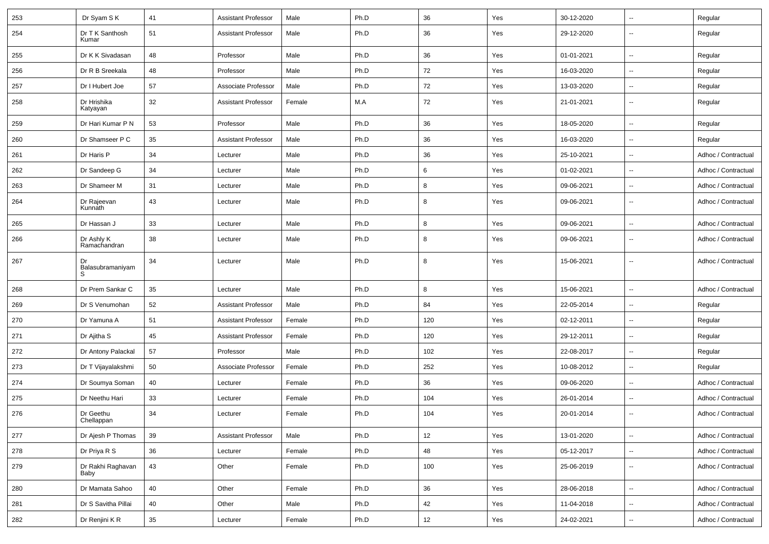| 253 | Dr Syam S K | 41 | Assistant Professor | Male | Ph.D | 36 | Yes | 30-12-2020 | -- | Regular |
|---|---|---|---|---|---|---|---|---|---|---|
| 254 | Dr T K Santhosh Kumar | 51 | Assistant Professor | Male | Ph.D | 36 | Yes | 29-12-2020 | -- | Regular |
| 255 | Dr K K Sivadasan | 48 | Professor | Male | Ph.D | 36 | Yes | 01-01-2021 | -- | Regular |
| 256 | Dr R B Sreekala | 48 | Professor | Male | Ph.D | 72 | Yes | 16-03-2020 | -- | Regular |
| 257 | Dr I Hubert Joe | 57 | Associate Professor | Male | Ph.D | 72 | Yes | 13-03-2020 | -- | Regular |
| 258 | Dr Hrishika Katyayan | 32 | Assistant Professor | Female | M.A | 72 | Yes | 21-01-2021 | -- | Regular |
| 259 | Dr Hari Kumar P N | 53 | Professor | Male | Ph.D | 36 | Yes | 18-05-2020 | -- | Regular |
| 260 | Dr Shamseer P C | 35 | Assistant Professor | Male | Ph.D | 36 | Yes | 16-03-2020 | -- | Regular |
| 261 | Dr Haris P | 34 | Lecturer | Male | Ph.D | 36 | Yes | 25-10-2021 | -- | Adhoc / Contractual |
| 262 | Dr Sandeep G | 34 | Lecturer | Male | Ph.D | 6 | Yes | 01-02-2021 | -- | Adhoc / Contractual |
| 263 | Dr Shameer M | 31 | Lecturer | Male | Ph.D | 8 | Yes | 09-06-2021 | -- | Adhoc / Contractual |
| 264 | Dr Rajeevan Kunnath | 43 | Lecturer | Male | Ph.D | 8 | Yes | 09-06-2021 | -- | Adhoc / Contractual |
| 265 | Dr Hassan J | 33 | Lecturer | Male | Ph.D | 8 | Yes | 09-06-2021 | -- | Adhoc / Contractual |
| 266 | Dr Ashly K Ramachandran | 38 | Lecturer | Male | Ph.D | 8 | Yes | 09-06-2021 | -- | Adhoc / Contractual |
| 267 | Dr Balasubramaniyam S | 34 | Lecturer | Male | Ph.D | 8 | Yes | 15-06-2021 | -- | Adhoc / Contractual |
| 268 | Dr Prem Sankar C | 35 | Lecturer | Male | Ph.D | 8 | Yes | 15-06-2021 | -- | Adhoc / Contractual |
| 269 | Dr S Venumohan | 52 | Assistant Professor | Male | Ph.D | 84 | Yes | 22-05-2014 | -- | Regular |
| 270 | Dr Yamuna A | 51 | Assistant Professor | Female | Ph.D | 120 | Yes | 02-12-2011 | -- | Regular |
| 271 | Dr Ajitha S | 45 | Assistant Professor | Female | Ph.D | 120 | Yes | 29-12-2011 | -- | Regular |
| 272 | Dr Antony Palackal | 57 | Professor | Male | Ph.D | 102 | Yes | 22-08-2017 | -- | Regular |
| 273 | Dr T Vijayalakshmi | 50 | Associate Professor | Female | Ph.D | 252 | Yes | 10-08-2012 | -- | Regular |
| 274 | Dr Soumya Soman | 40 | Lecturer | Female | Ph.D | 36 | Yes | 09-06-2020 | -- | Adhoc / Contractual |
| 275 | Dr Neethu Hari | 33 | Lecturer | Female | Ph.D | 104 | Yes | 26-01-2014 | -- | Adhoc / Contractual |
| 276 | Dr Geethu Chellappan | 34 | Lecturer | Female | Ph.D | 104 | Yes | 20-01-2014 | -- | Adhoc / Contractual |
| 277 | Dr Ajesh P Thomas | 39 | Assistant Professor | Male | Ph.D | 12 | Yes | 13-01-2020 | -- | Adhoc / Contractual |
| 278 | Dr Priya R S | 36 | Lecturer | Female | Ph.D | 48 | Yes | 05-12-2017 | -- | Adhoc / Contractual |
| 279 | Dr Rakhi Raghavan Baby | 43 | Other | Female | Ph.D | 100 | Yes | 25-06-2019 | -- | Adhoc / Contractual |
| 280 | Dr Mamata Sahoo | 40 | Other | Female | Ph.D | 36 | Yes | 28-06-2018 | -- | Adhoc / Contractual |
| 281 | Dr S Savitha Pillai | 40 | Other | Male | Ph.D | 42 | Yes | 11-04-2018 | -- | Adhoc / Contractual |
| 282 | Dr Renjini K R | 35 | Lecturer | Female | Ph.D | 12 | Yes | 24-02-2021 | -- | Adhoc / Contractual |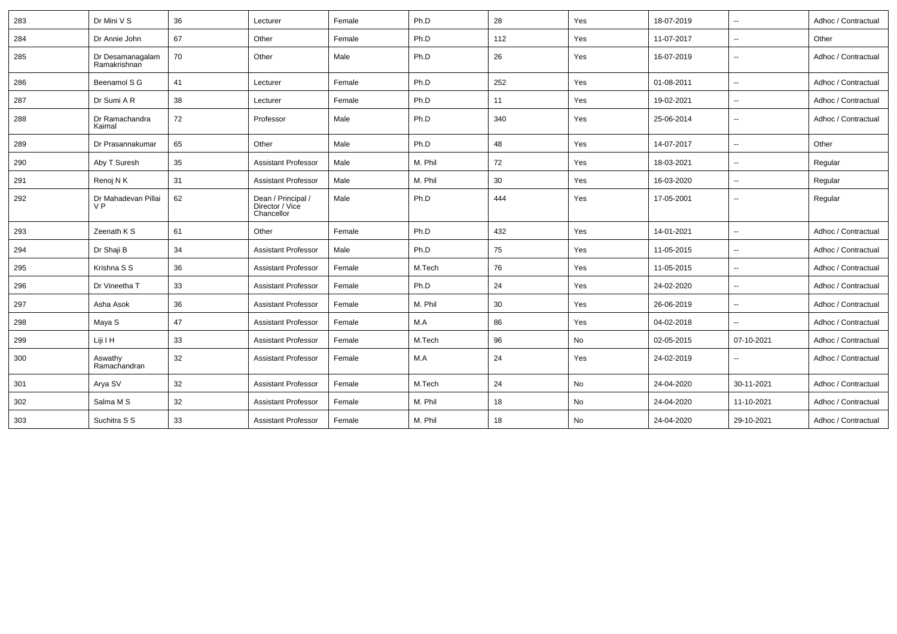| | | | | | | | | | | |
|---|---|---|---|---|---|---|---|---|---|---|
| 283 | Dr Mini V S | 36 | Lecturer | Female | Ph.D | 28 | Yes | 18-07-2019 | -- | Adhoc / Contractual |
| 284 | Dr Annie John | 67 | Other | Female | Ph.D | 112 | Yes | 11-07-2017 | -- | Other |
| 285 | Dr Desamanagalam Ramakrishnan | 70 | Other | Male | Ph.D | 26 | Yes | 16-07-2019 | -- | Adhoc / Contractual |
| 286 | Beenamol S G | 41 | Lecturer | Female | Ph.D | 252 | Yes | 01-08-2011 | -- | Adhoc / Contractual |
| 287 | Dr Sumi A R | 38 | Lecturer | Female | Ph.D | 11 | Yes | 19-02-2021 | -- | Adhoc / Contractual |
| 288 | Dr Ramachandra Kaimal | 72 | Professor | Male | Ph.D | 340 | Yes | 25-06-2014 | -- | Adhoc / Contractual |
| 289 | Dr Prasannakumar | 65 | Other | Male | Ph.D | 48 | Yes | 14-07-2017 | -- | Other |
| 290 | Aby T Suresh | 35 | Assistant Professor | Male | M. Phil | 72 | Yes | 18-03-2021 | -- | Regular |
| 291 | Renoj N K | 31 | Assistant Professor | Male | M. Phil | 30 | Yes | 16-03-2020 | -- | Regular |
| 292 | Dr Mahadevan Pillai V P | 62 | Dean / Principal / Director / Vice Chancellor | Male | Ph.D | 444 | Yes | 17-05-2001 | -- | Regular |
| 293 | Zeenath K S | 61 | Other | Female | Ph.D | 432 | Yes | 14-01-2021 | -- | Adhoc / Contractual |
| 294 | Dr Shaji B | 34 | Assistant Professor | Male | Ph.D | 75 | Yes | 11-05-2015 | -- | Adhoc / Contractual |
| 295 | Krishna S S | 36 | Assistant Professor | Female | M.Tech | 76 | Yes | 11-05-2015 | -- | Adhoc / Contractual |
| 296 | Dr Vineetha T | 33 | Assistant Professor | Female | Ph.D | 24 | Yes | 24-02-2020 | -- | Adhoc / Contractual |
| 297 | Asha Asok | 36 | Assistant Professor | Female | M. Phil | 30 | Yes | 26-06-2019 | -- | Adhoc / Contractual |
| 298 | Maya S | 47 | Assistant Professor | Female | M.A | 86 | Yes | 04-02-2018 | -- | Adhoc / Contractual |
| 299 | Liji I H | 33 | Assistant Professor | Female | M.Tech | 96 | No | 02-05-2015 | 07-10-2021 | Adhoc / Contractual |
| 300 | Aswathy Ramachandran | 32 | Assistant Professor | Female | M.A | 24 | Yes | 24-02-2019 | -- | Adhoc / Contractual |
| 301 | Arya SV | 32 | Assistant Professor | Female | M.Tech | 24 | No | 24-04-2020 | 30-11-2021 | Adhoc / Contractual |
| 302 | Salma M S | 32 | Assistant Professor | Female | M. Phil | 18 | No | 24-04-2020 | 11-10-2021 | Adhoc / Contractual |
| 303 | Suchitra S S | 33 | Assistant Professor | Female | M. Phil | 18 | No | 24-04-2020 | 29-10-2021 | Adhoc / Contractual |